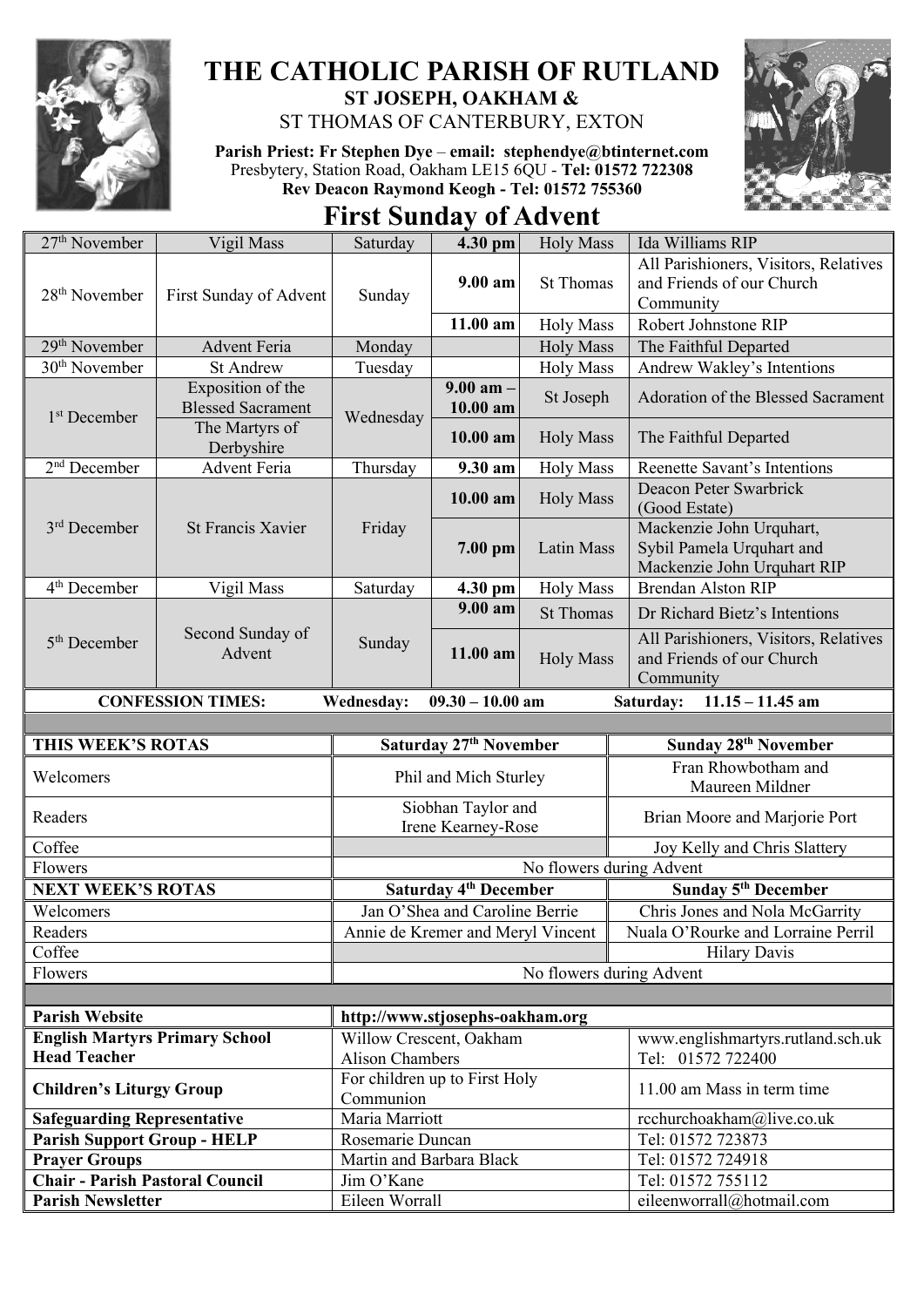# THE CATHOLIC PARISH OF RUTLAND

**ST JOSEPH, OAKHAM &**

ST THOMAS OF CANTERBURY, EXTON

**Parish Priest: Fr Stephen Dye** – **email: stephendye@btinternet.com**
Presbytery, Station Road, Oakham LE15 6QU - **Tel: 01572 722308**
**Rev Deacon Raymond Keogh - Tel: 01572 755360**

## First Sunday of Advent

| Date | Feast | Day | Time | Service | Intention |
|---|---|---|---|---|---|
| 27th November | Vigil Mass | Saturday | **4.30 pm** | Holy Mass | Ida Williams RIP |
| 28th November | First Sunday of Advent | Sunday | **9.00 am** | St Thomas | All Parishioners, Visitors, Relatives and Friends of our Church Community |
| | | | **11.00 am** | Holy Mass | Robert Johnstone RIP |
| 29th November | Advent Feria | Monday | | Holy Mass | The Faithful Departed |
| 30th November | St Andrew | Tuesday | | Holy Mass | Andrew Wakley's Intentions |
| 1st December | Exposition of the Blessed Sacrament | Wednesday | **9.00 am – 10.00 am** | St Joseph | Adoration of the Blessed Sacrament |
| | The Martyrs of Derbyshire | | **10.00 am** | Holy Mass | The Faithful Departed |
| 2nd December | Advent Feria | Thursday | **9.30 am** | Holy Mass | Reenette Savant's Intentions |
| 3rd December | St Francis Xavier | Friday | **10.00 am** | Holy Mass | Deacon Peter Swarbrick (Good Estate) |
| | | | **7.00 pm** | Latin Mass | Mackenzie John Urquhart, Sybil Pamela Urquhart and Mackenzie John Urquhart RIP |
| 4th December | Vigil Mass | Saturday | **4.30 pm** | Holy Mass | Brendan Alston RIP |
| 5th December | Second Sunday of Advent | Sunday | **9.00 am** | St Thomas | Dr Richard Bietz's Intentions |
| | | | **11.00 am** | Holy Mass | All Parishioners, Visitors, Relatives and Friends of our Church Community |

**CONFESSION TIMES:** **Wednesday: 09.30 – 10.00 am** **Saturday: 11.15 – 11.45 am**

| **THIS WEEK'S ROTAS** | **Saturday 27th November** | **Sunday 28th November** |
|---|---|---|
| Welcomers | Phil and Mich Sturley | Fran Rhowbotham and Maureen Mildner |
| Readers | Siobhan Taylor and Irene Kearney-Rose | Brian Moore and Marjorie Port |
| Coffee | | Joy Kelly and Chris Slattery |
| Flowers | No flowers during Advent | |
| **NEXT WEEK'S ROTAS** | **Saturday 4th December** | **Sunday 5th December** |
| Welcomers | Jan O'Shea and Caroline Berrie | Chris Jones and Nola McGarrity |
| Readers | Annie de Kremer and Meryl Vincent | Nuala O'Rourke and Lorraine Perril |
| Coffee | | Hilary Davis |
| Flowers | No flowers during Advent | |

| | | |
|---|---|---|
| **Parish Website** | **http://www.stjosephs-oakham.org** | |
| **English Martyrs Primary School Head Teacher** | Willow Crescent, Oakham Alison Chambers | www.englishmartyrs.rutland.sch.uk Tel: 01572 722400 |
| **Children's Liturgy Group** | For children up to First Holy Communion | 11.00 am Mass in term time |
| **Safeguarding Representative** | Maria Marriott | rcchurchoakham@live.co.uk |
| **Parish Support Group - HELP** | Rosemarie Duncan | Tel: 01572 723873 |
| **Prayer Groups** | Martin and Barbara Black | Tel: 01572 724918 |
| **Chair - Parish Pastoral Council** | Jim O'Kane | Tel: 01572 755112 |
| **Parish Newsletter** | Eileen Worrall | eileenworrall@hotmail.com |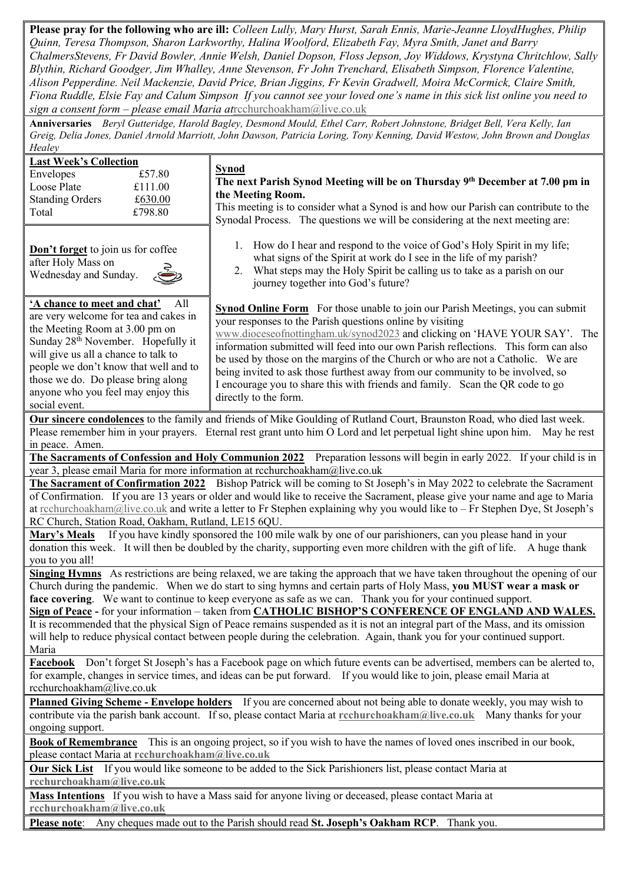**Please pray for the following who are ill:** *Colleen Lully, Mary Hurst, Sarah Ennis, Marie-Jeanne LloydHughes, Philip Quinn, Teresa Thompson, Sharon Larkworthy, Halina Woolford, Elizabeth Fay, Myra Smith, Janet and Barry ChalmersStevens, Fr David Bowler, Annie Welsh, Daniel Dopson, Floss Jepson, Joy Widdows, Krystyna Critchlow, Sally Blythin, Richard Goodger, Jim Whalley, Anne Stevenson, Fr John Trenchard, Elisabeth Simpson, Florence Valentine, Alison Pepperdine. Neil Mackenzie, David Price, Brian Jiggins, Fr Kevin Gradwell, Moira McCormick, Claire Smith, Fiona Ruddle, Elsie Fay and Calum Simpson If you cannot see your loved one's name in this sick list online you need to sign a consent form – please email Maria at*rcchurchoakham@live.co.uk

**Anniversaries** *Beryl Gutteridge, Harold Bagley, Desmond Mould, Ethel Carr, Robert Johnstone, Bridget Bell, Vera Kelly, Ian Greig, Delia Jones, Daniel Arnold Marriott, John Dawson, Patricia Loring, Tony Kenning, David Westow, John Brown and Douglas Healey*

**Last Week's Collection**

| | |
|---|---|
| Envelopes | £57.80 |
| Loose Plate | £111.00 |
| Standing Orders | £630.00 |
| Total | £798.80 |

**Don't forget** to join us for coffee after Holy Mass on Wednesday and Sunday.

**'A chance to meet and chat'** All are very welcome for tea and cakes in the Meeting Room at 3.00 pm on Sunday 28th November. Hopefully it will give us all a chance to talk to people we don't know that well and to those we do. Do please bring along anyone who you feel may enjoy this social event.

**Synod**

**The next Parish Synod Meeting will be on Thursday 9th December at 7.00 pm in the Meeting Room.**

This meeting is to consider what a Synod is and how our Parish can contribute to the Synodal Process. The questions we will be considering at the next meeting are:

1. How do I hear and respond to the voice of God's Holy Spirit in my life; what signs of the Spirit at work do I see in the life of my parish?
2. What steps may the Holy Spirit be calling us to take as a parish on our journey together into God's future?

**Synod Online Form** For those unable to join our Parish Meetings, you can submit your responses to the Parish questions online by visiting www.dioceseofnottingham.uk/synod2023 and clicking on 'HAVE YOUR SAY'. The information submitted will feed into our own Parish reflections. This form can also be used by those on the margins of the Church or who are not a Catholic. We are being invited to ask those furthest away from our community to be involved, so I encourage you to share this with friends and family. Scan the QR code to go directly to the form.

**Our sincere condolences** to the family and friends of Mike Goulding of Rutland Court, Braunston Road, who died last week. Please remember him in your prayers. Eternal rest grant unto him O Lord and let perpetual light shine upon him. May he rest in peace. Amen.

**The Sacraments of Confession and Holy Communion 2022** Preparation lessons will begin in early 2022. If your child is in year 3, please email Maria for more information at rcchurchoakham@live.co.uk

**The Sacrament of Confirmation 2022** Bishop Patrick will be coming to St Joseph's in May 2022 to celebrate the Sacrament of Confirmation. If you are 13 years or older and would like to receive the Sacrament, please give your name and age to Maria at rcchurchoakham@live.co.uk and write a letter to Fr Stephen explaining why you would like to – Fr Stephen Dye, St Joseph's RC Church, Station Road, Oakham, Rutland, LE15 6QU.

**Mary's Meals** If you have kindly sponsored the 100 mile walk by one of our parishioners, can you please hand in your donation this week. It will then be doubled by the charity, supporting even more children with the gift of life. A huge thank you to you all!

**Singing Hymns** As restrictions are being relaxed, we are taking the approach that we have taken throughout the opening of our Church during the pandemic. When we do start to sing hymns and certain parts of Holy Mass, **you MUST wear a mask or face covering**. We want to continue to keep everyone as safe as we can. Thank you for your continued support.

**Sign of Peace -** for your information – taken from **CATHOLIC BISHOP'S CONFERENCE OF ENGLAND AND WALES.** It is recommended that the physical Sign of Peace remains suspended as it is not an integral part of the Mass, and its omission will help to reduce physical contact between people during the celebration. Again, thank you for your continued support. Maria

**Facebook** Don't forget St Joseph's has a Facebook page on which future events can be advertised, members can be alerted to, for example, changes in service times, and ideas can be put forward. If you would like to join, please email Maria at rcchurchoakham@live.co.uk

**Planned Giving Scheme - Envelope holders** If you are concerned about not being able to donate weekly, you may wish to contribute via the parish bank account. If so, please contact Maria at **rcchurchoakham@live.co.uk** Many thanks for your ongoing support.

**Book of Remembrance** This is an ongoing project, so if you wish to have the names of loved ones inscribed in our book, please contact Maria at **rcchurchoakham@live.co.uk**

**Our Sick List** If you would like someone to be added to the Sick Parishioners list, please contact Maria at **rcchurchoakham@live.co.uk**

**Mass Intentions** If you wish to have a Mass said for anyone living or deceased, please contact Maria at **rcchurchoakham@live.co.uk**

**Please note**: Any cheques made out to the Parish should read **St. Joseph's Oakham RCP**. Thank you.